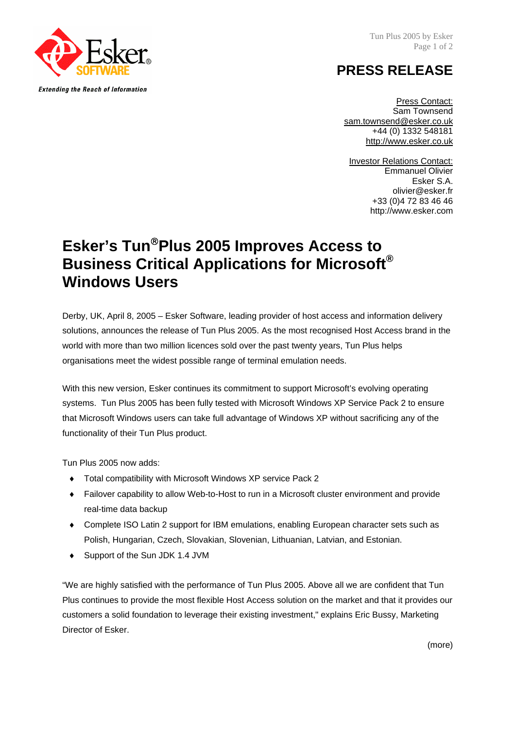Extending the Reach of Information

# PRESS RELEASE

Press Contact:
Sam Townsend
sam.townsend@esker.co.uk
+44 (0) 1332 548181
http://www.esker.co.uk

Investor Relations Contact:
Emmanuel Olivier
Esker S.A.
olivier@esker.fr
+33 (0)4 72 83 46 46
http://www.esker.com

## Esker's Tun®Plus 2005 Improves Access to Business Critical Applications for Microsoft® Windows Users

Derby, UK, April 8, 2005 – Esker Software, leading provider of host access and information delivery solutions, announces the release of Tun Plus 2005. As the most recognised Host Access brand in the world with more than two million licences sold over the past twenty years, Tun Plus helps organisations meet the widest possible range of terminal emulation needs.

With this new version, Esker continues its commitment to support Microsoft's evolving operating systems. Tun Plus 2005 has been fully tested with Microsoft Windows XP Service Pack 2 to ensure that Microsoft Windows users can take full advantage of Windows XP without sacrificing any of the functionality of their Tun Plus product.

Tun Plus 2005 now adds:

- Total compatibility with Microsoft Windows XP service Pack 2
- Failover capability to allow Web-to-Host to run in a Microsoft cluster environment and provide real-time data backup
- Complete ISO Latin 2 support for IBM emulations, enabling European character sets such as Polish, Hungarian, Czech, Slovakian, Slovenian, Lithuanian, Latvian, and Estonian.
- Support of the Sun JDK 1.4 JVM

"We are highly satisfied with the performance of Tun Plus 2005. Above all we are confident that Tun Plus continues to provide the most flexible Host Access solution on the market and that it provides our customers a solid foundation to leverage their existing investment," explains Eric Bussy, Marketing Director of Esker.

(more)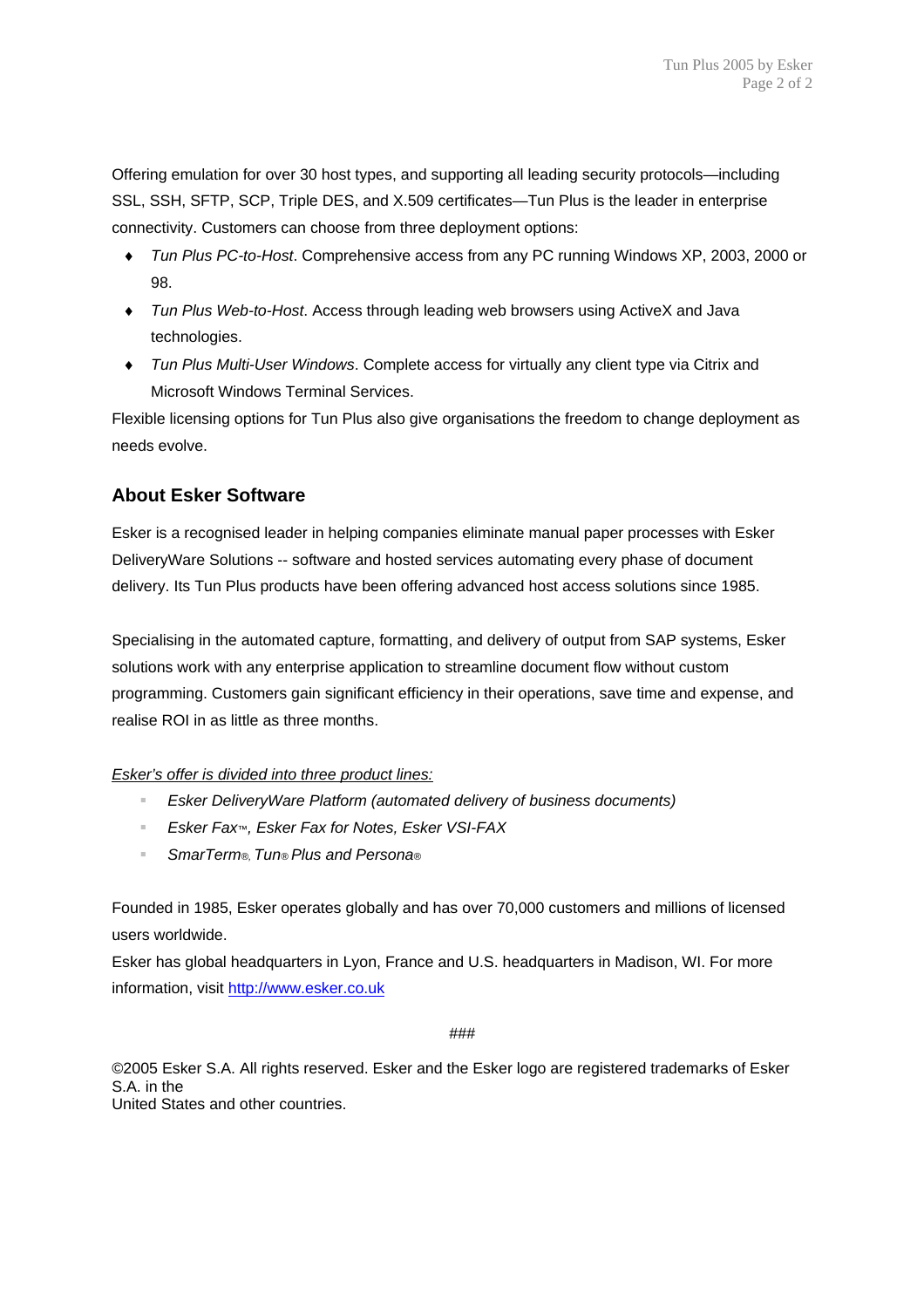Offering emulation for over 30 host types, and supporting all leading security protocols—including SSL, SSH, SFTP, SCP, Triple DES, and X.509 certificates—Tun Plus is the leader in enterprise connectivity. Customers can choose from three deployment options:

- *Tun Plus PC-to-Host*. Comprehensive access from any PC running Windows XP, 2003, 2000 or 98.
- *Tun Plus Web-to-Host*. Access through leading web browsers using ActiveX and Java technologies.
- *Tun Plus Multi-User Windows*. Complete access for virtually any client type via Citrix and Microsoft Windows Terminal Services.

Flexible licensing options for Tun Plus also give organisations the freedom to change deployment as needs evolve.

## About Esker Software

Esker is a recognised leader in helping companies eliminate manual paper processes with Esker DeliveryWare Solutions -- software and hosted services automating every phase of document delivery. Its Tun Plus products have been offering advanced host access solutions since 1985.

Specialising in the automated capture, formatting, and delivery of output from SAP systems, Esker solutions work with any enterprise application to streamline document flow without custom programming. Customers gain significant efficiency in their operations, save time and expense, and realise ROI in as little as three months.

*Esker's offer is divided into three product lines:*

- *Esker DeliveryWare Platform (automated delivery of business documents)*
- *Esker Fax™, Esker Fax for Notes, Esker VSI-FAX*
- *SmarTerm®, Tun® Plus and Persona®*

Founded in 1985, Esker operates globally and has over 70,000 customers and millions of licensed users worldwide.
Esker has global headquarters in Lyon, France and U.S. headquarters in Madison, WI. For more information, visit http://www.esker.co.uk

###

©2005 Esker S.A. All rights reserved. Esker and the Esker logo are registered trademarks of Esker S.A. in the
United States and other countries.